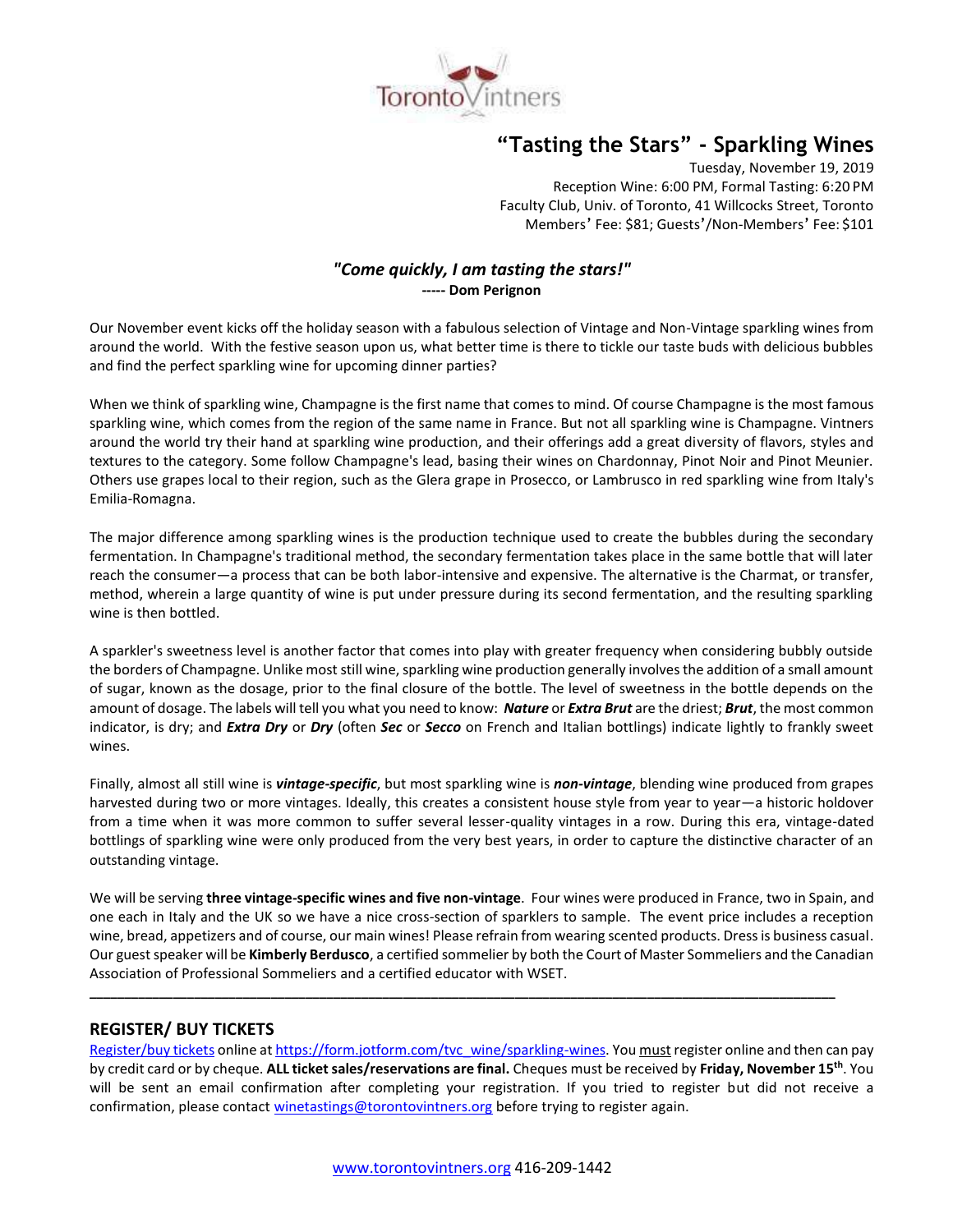Toronto Vintners

# "Tasting the Stars" - Sparkling Wines

Tuesday, November 19, 2019
Reception Wine: 6:00 PM, Formal Tasting: 6:20 PM
Faculty Club, Univ. of Toronto, 41 Willcocks Street, Toronto
Members' Fee: $81; Guests'/Non-Members' Fee: $101

***"Come quickly, I am tasting the stars!"***
**----- Dom Perignon**

Our November event kicks off the holiday season with a fabulous selection of Vintage and Non-Vintage sparkling wines from around the world. With the festive season upon us, what better time is there to tickle our taste buds with delicious bubbles and find the perfect sparkling wine for upcoming dinner parties?

When we think of sparkling wine, Champagne is the first name that comes to mind. Of course Champagne is the most famous sparkling wine, which comes from the region of the same name in France. But not all sparkling wine is Champagne. Vintners around the world try their hand at sparkling wine production, and their offerings add a great diversity of flavors, styles and textures to the category. Some follow Champagne's lead, basing their wines on Chardonnay, Pinot Noir and Pinot Meunier. Others use grapes local to their region, such as the Glera grape in Prosecco, or Lambrusco in red sparkling wine from Italy's Emilia-Romagna.

The major difference among sparkling wines is the production technique used to create the bubbles during the secondary fermentation. In Champagne's traditional method, the secondary fermentation takes place in the same bottle that will later reach the consumer—a process that can be both labor-intensive and expensive. The alternative is the Charmat, or transfer, method, wherein a large quantity of wine is put under pressure during its second fermentation, and the resulting sparkling wine is then bottled.

A sparkler's sweetness level is another factor that comes into play with greater frequency when considering bubbly outside the borders of Champagne. Unlike most still wine, sparkling wine production generally involves the addition of a small amount of sugar, known as the dosage, prior to the final closure of the bottle. The level of sweetness in the bottle depends on the amount of dosage. The labels will tell you what you need to know: ***Nature*** or ***Extra Brut*** are the driest; ***Brut***, the most common indicator, is dry; and ***Extra Dry*** or ***Dry*** (often ***Sec*** or ***Secco*** on French and Italian bottlings) indicate lightly to frankly sweet wines.

Finally, almost all still wine is ***vintage-specific***, but most sparkling wine is ***non-vintage***, blending wine produced from grapes harvested during two or more vintages. Ideally, this creates a consistent house style from year to year—a historic holdover from a time when it was more common to suffer several lesser-quality vintages in a row. During this era, vintage-dated bottlings of sparkling wine were only produced from the very best years, in order to capture the distinctive character of an outstanding vintage.

We will be serving **three vintage-specific wines and five non-vintage**. Four wines were produced in France, two in Spain, and one each in Italy and the UK so we have a nice cross-section of sparklers to sample. The event price includes a reception wine, bread, appetizers and of course, our main wines! Please refrain from wearing scented products. Dress is business casual. Our guest speaker will be **Kimberly Berdusco**, a certified sommelier by both the Court of Master Sommeliers and the Canadian Association of Professional Sommeliers and a certified educator with WSET.

---

## REGISTER/ BUY TICKETS

Register/buy tickets online at https://form.jotform.com/tvc_wine/sparkling-wines. You must register online and then can pay by credit card or by cheque. **ALL ticket sales/reservations are final.** Cheques must be received by **Friday, November 15th**. You will be sent an email confirmation after completing your registration. If you tried to register but did not receive a confirmation, please contact winetastings@torontovintners.org before trying to register again.

www.torontovintners.org 416-209-1442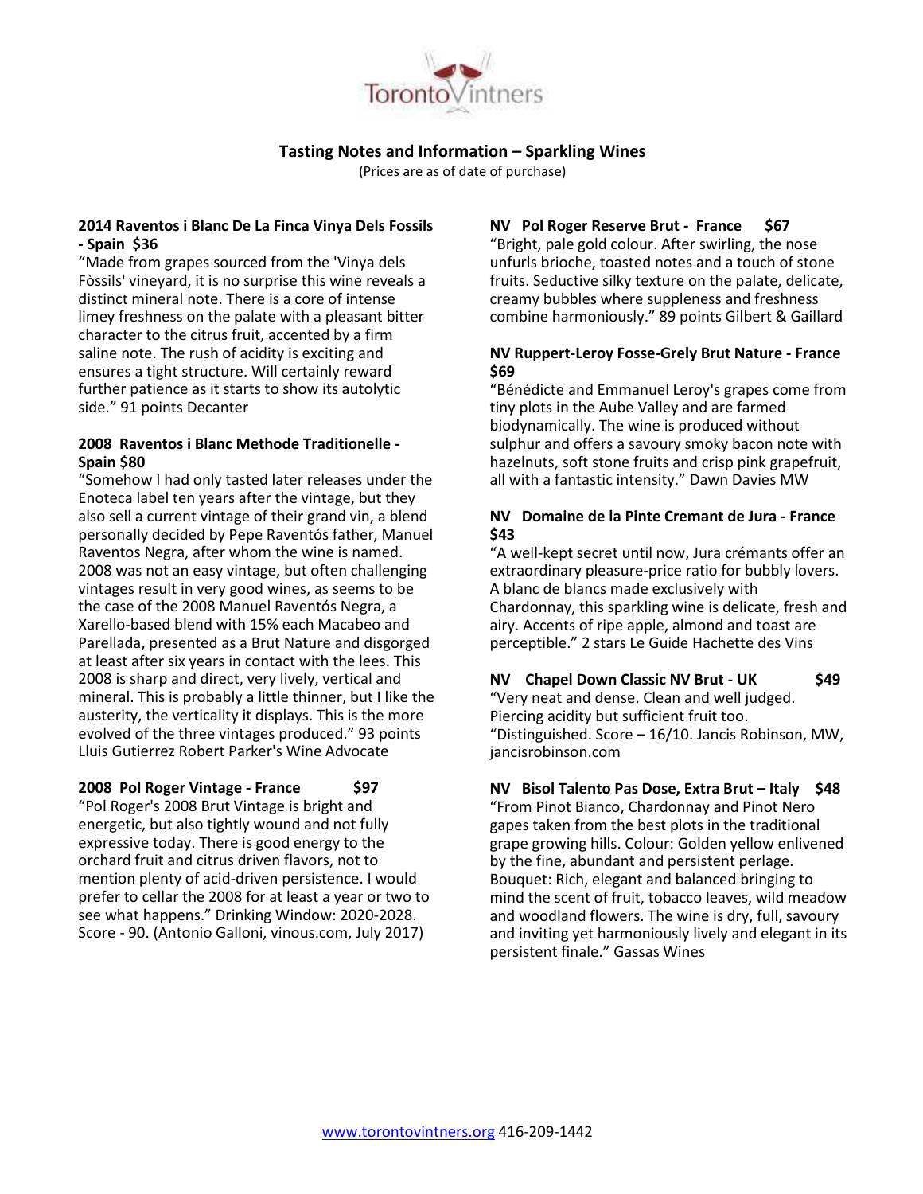Toronto Vintners

## Tasting Notes and Information – Sparkling Wines

(Prices are as of date of purchase)

**2014 Raventos i Blanc De La Finca Vinya Dels Fossils - Spain $36**

"Made from grapes sourced from the 'Vinya dels Fòssils' vineyard, it is no surprise this wine reveals a distinct mineral note. There is a core of intense limey freshness on the palate with a pleasant bitter character to the citrus fruit, accented by a firm saline note. The rush of acidity is exciting and ensures a tight structure. Will certainly reward further patience as it starts to show its autolytic side." 91 points Decanter

**2008 Raventos i Blanc Methode Traditionelle - Spain $80**

"Somehow I had only tasted later releases under the Enoteca label ten years after the vintage, but they also sell a current vintage of their grand vin, a blend personally decided by Pepe Raventós father, Manuel Raventos Negra, after whom the wine is named. 2008 was not an easy vintage, but often challenging vintages result in very good wines, as seems to be the case of the 2008 Manuel Raventós Negra, a Xarello-based blend with 15% each Macabeo and Parellada, presented as a Brut Nature and disgorged at least after six years in contact with the lees. This 2008 is sharp and direct, very lively, vertical and mineral. This is probably a little thinner, but I like the austerity, the verticality it displays. This is the more evolved of the three vintages produced." 93 points Lluis Gutierrez Robert Parker's Wine Advocate

**2008 Pol Roger Vintage - France $97**

"Pol Roger's 2008 Brut Vintage is bright and energetic, but also tightly wound and not fully expressive today. There is good energy to the orchard fruit and citrus driven flavors, not to mention plenty of acid-driven persistence. I would prefer to cellar the 2008 for at least a year or two to see what happens." Drinking Window: 2020-2028. Score - 90. (Antonio Galloni, vinous.com, July 2017)

**NV Pol Roger Reserve Brut - France $67**

"Bright, pale gold colour. After swirling, the nose unfurls brioche, toasted notes and a touch of stone fruits. Seductive silky texture on the palate, delicate, creamy bubbles where suppleness and freshness combine harmoniously." 89 points Gilbert & Gaillard

**NV Ruppert-Leroy Fosse-Grely Brut Nature - France $69**

"Bénédicte and Emmanuel Leroy's grapes come from tiny plots in the Aube Valley and are farmed biodynamically. The wine is produced without sulphur and offers a savoury smoky bacon note with hazelnuts, soft stone fruits and crisp pink grapefruit, all with a fantastic intensity." Dawn Davies MW

**NV Domaine de la Pinte Cremant de Jura - France $43**

"A well-kept secret until now, Jura crémants offer an extraordinary pleasure-price ratio for bubbly lovers. A blanc de blancs made exclusively with Chardonnay, this sparkling wine is delicate, fresh and airy. Accents of ripe apple, almond and toast are perceptible." 2 stars Le Guide Hachette des Vins

**NV Chapel Down Classic NV Brut - UK $49**

"Very neat and dense. Clean and well judged. Piercing acidity but sufficient fruit too. "Distinguished. Score – 16/10. Jancis Robinson, MW, jancisrobinson.com

**NV Bisol Talento Pas Dose, Extra Brut – Italy $48**

"From Pinot Bianco, Chardonnay and Pinot Nero gapes taken from the best plots in the traditional grape growing hills. Colour: Golden yellow enlivened by the fine, abundant and persistent perlage. Bouquet: Rich, elegant and balanced bringing to mind the scent of fruit, tobacco leaves, wild meadow and woodland flowers. The wine is dry, full, savoury and inviting yet harmoniously lively and elegant in its persistent finale." Gassas Wines

www.torontovintners.org 416-209-1442